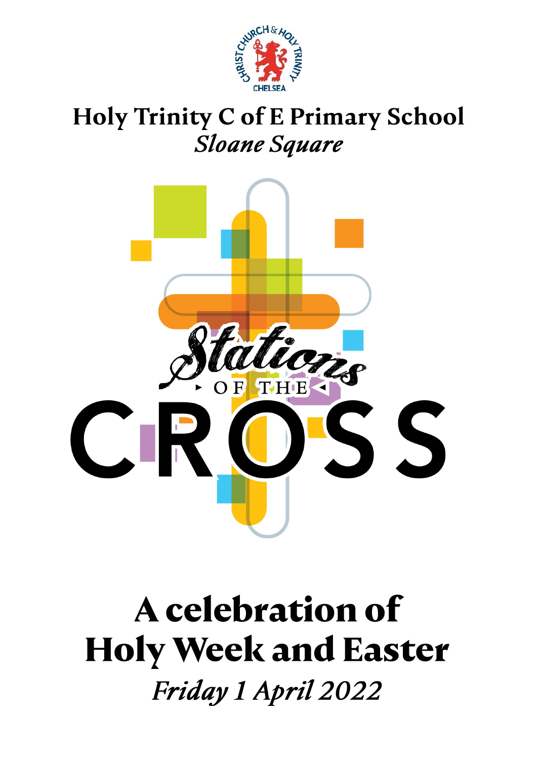# Holy Trinity C of E Primary School

*Sloane Square*

Stations OF THE CROSS

# A celebration of Holy Week and Easter

*Friday 1 April 2022*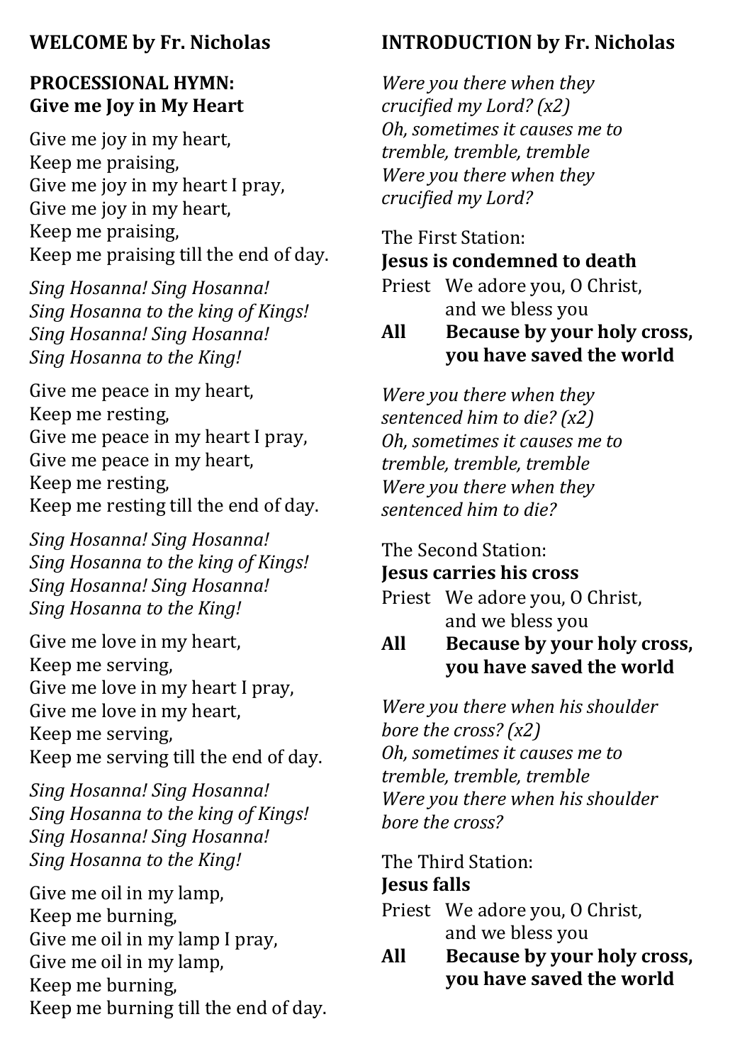**WELCOME by Fr. Nicholas**

**PROCESSIONAL HYMN:**
**Give me Joy in My Heart**

Give me joy in my heart,
Keep me praising,
Give me joy in my heart I pray,
Give me joy in my heart,
Keep me praising,
Keep me praising till the end of day.

*Sing Hosanna! Sing Hosanna!*
*Sing Hosanna to the king of Kings!*
*Sing Hosanna! Sing Hosanna!*
*Sing Hosanna to the King!*

Give me peace in my heart,
Keep me resting,
Give me peace in my heart I pray,
Give me peace in my heart,
Keep me resting,
Keep me resting till the end of day.

*Sing Hosanna! Sing Hosanna!*
*Sing Hosanna to the king of Kings!*
*Sing Hosanna! Sing Hosanna!*
*Sing Hosanna to the King!*

Give me love in my heart,
Keep me serving,
Give me love in my heart I pray,
Give me love in my heart,
Keep me serving,
Keep me serving till the end of day.

*Sing Hosanna! Sing Hosanna!*
*Sing Hosanna to the king of Kings!*
*Sing Hosanna! Sing Hosanna!*
*Sing Hosanna to the King!*

Give me oil in my lamp,
Keep me burning,
Give me oil in my lamp I pray,
Give me oil in my lamp,
Keep me burning,
Keep me burning till the end of day.

**INTRODUCTION by Fr. Nicholas**

*Were you there when they*
*crucified my Lord? (x2)*
*Oh, sometimes it causes me to*
*tremble, tremble, tremble*
*Were you there when they*
*crucified my Lord?*

The First Station:
**Jesus is condemned to death**

Priest We adore you, O Christ,
and we bless you

**All Because by your holy cross,**
**you have saved the world**

*Were you there when they*
*sentenced him to die? (x2)*
*Oh, sometimes it causes me to*
*tremble, tremble, tremble*
*Were you there when they*
*sentenced him to die?*

The Second Station:
**Jesus carries his cross**

Priest We adore you, O Christ,
and we bless you

**All Because by your holy cross,**
**you have saved the world**

*Were you there when his shoulder*
*bore the cross? (x2)*
*Oh, sometimes it causes me to*
*tremble, tremble, tremble*
*Were you there when his shoulder*
*bore the cross?*

The Third Station:
**Jesus falls**

Priest We adore you, O Christ,
and we bless you

**All Because by your holy cross,**
**you have saved the world**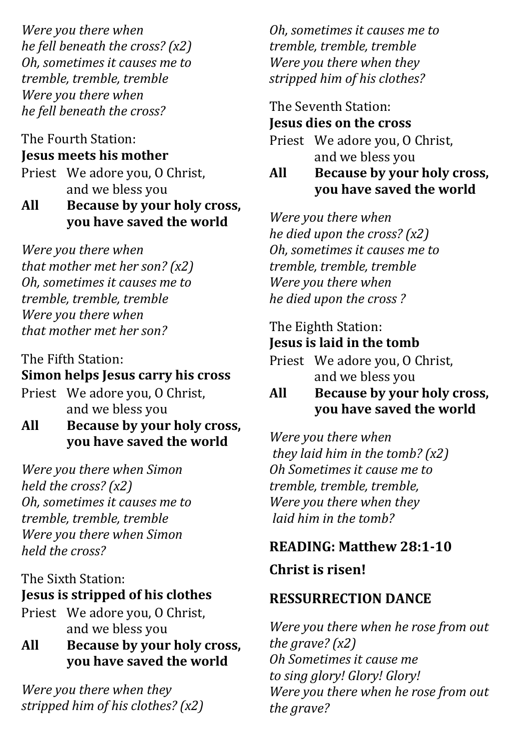*Were you there when*
*he fell beneath the cross? (x2)*
*Oh, sometimes it causes me to*
*tremble, tremble, tremble*
*Were you there when*
*he fell beneath the cross?*

The Fourth Station:
**Jesus meets his mother**

Priest We adore you, O Christ,
and we bless you
**All Because by your holy cross,**
**you have saved the world**

*Were you there when*
*that mother met her son? (x2)*
*Oh, sometimes it causes me to*
*tremble, tremble, tremble*
*Were you there when*
*that mother met her son?*

The Fifth Station:
**Simon helps Jesus carry his cross**

Priest We adore you, O Christ,
and we bless you
**All Because by your holy cross,**
**you have saved the world**

*Were you there when Simon*
*held the cross? (x2)*
*Oh, sometimes it causes me to*
*tremble, tremble, tremble*
*Were you there when Simon*
*held the cross?*

The Sixth Station:
**Jesus is stripped of his clothes**

Priest We adore you, O Christ,
and we bless you
**All Because by your holy cross,**
**you have saved the world**

*Were you there when they*
*stripped him of his clothes? (x2)*
*Oh, sometimes it causes me to*
*tremble, tremble, tremble*
*Were you there when they*
*stripped him of his clothes?*

The Seventh Station:
**Jesus dies on the cross**

Priest We adore you, O Christ,
and we bless you
**All Because by your holy cross,**
**you have saved the world**

*Were you there when*
*he died upon the cross? (x2)*
*Oh, sometimes it causes me to*
*tremble, tremble, tremble*
*Were you there when*
*he died upon the cross ?*

The Eighth Station:
**Jesus is laid in the tomb**

Priest We adore you, O Christ,
and we bless you
**All Because by your holy cross,**
**you have saved the world**

*Were you there when*
*they laid him in the tomb? (x2)*
*Oh Sometimes it cause me to*
*tremble, tremble, tremble,*
*Were you there when they*
*laid him in the tomb?*

**READING: Matthew 28:1-10**

**Christ is risen!**

**RESSURRECTION DANCE**

*Were you there when he rose from out the grave? (x2)*
*Oh Sometimes it cause me*
*to sing glory! Glory! Glory!*
*Were you there when he rose from out the grave?*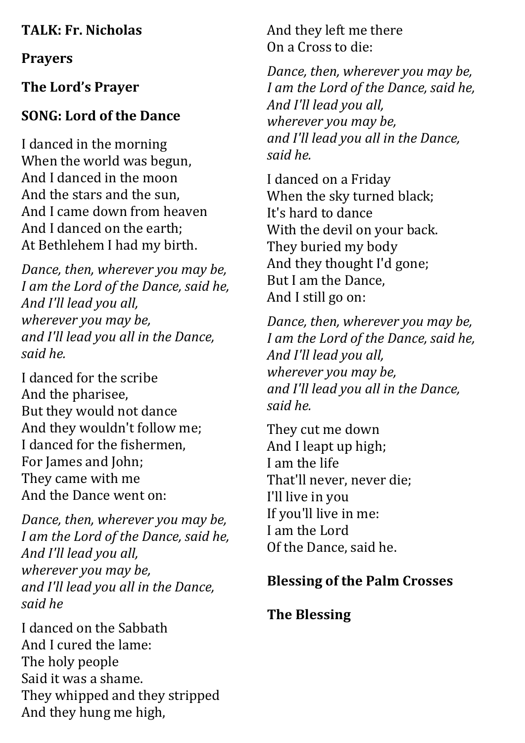**TALK: Fr. Nicholas**

**Prayers**

**The Lord's Prayer**

**SONG: Lord of the Dance**

I danced in the morning
When the world was begun,
And I danced in the moon
And the stars and the sun,
And I came down from heaven
And I danced on the earth;
At Bethlehem I had my birth.

*Dance, then, wherever you may be,*
*I am the Lord of the Dance, said he,*
*And I'll lead you all,*
*wherever you may be,*
*and I'll lead you all in the Dance,*
*said he.*

I danced for the scribe
And the pharisee,
But they would not dance
And they wouldn't follow me;
I danced for the fishermen,
For James and John;
They came with me
And the Dance went on:

*Dance, then, wherever you may be,*
*I am the Lord of the Dance, said he,*
*And I'll lead you all,*
*wherever you may be,*
*and I'll lead you all in the Dance,*
*said he*

I danced on the Sabbath
And I cured the lame:
The holy people
Said it was a shame.
They whipped and they stripped
And they hung me high,
And they left me there
On a Cross to die:

*Dance, then, wherever you may be,*
*I am the Lord of the Dance, said he,*
*And I'll lead you all,*
*wherever you may be,*
*and I'll lead you all in the Dance,*
*said he.*

I danced on a Friday
When the sky turned black;
It's hard to dance
With the devil on your back.
They buried my body
And they thought I'd gone;
But I am the Dance,
And I still go on:

*Dance, then, wherever you may be,*
*I am the Lord of the Dance, said he,*
*And I'll lead you all,*
*wherever you may be,*
*and I'll lead you all in the Dance,*
*said he.*

They cut me down
And I leapt up high;
I am the life
That'll never, never die;
I'll live in you
If you'll live in me:
I am the Lord
Of the Dance, said he.

**Blessing of the Palm Crosses**

**The Blessing**